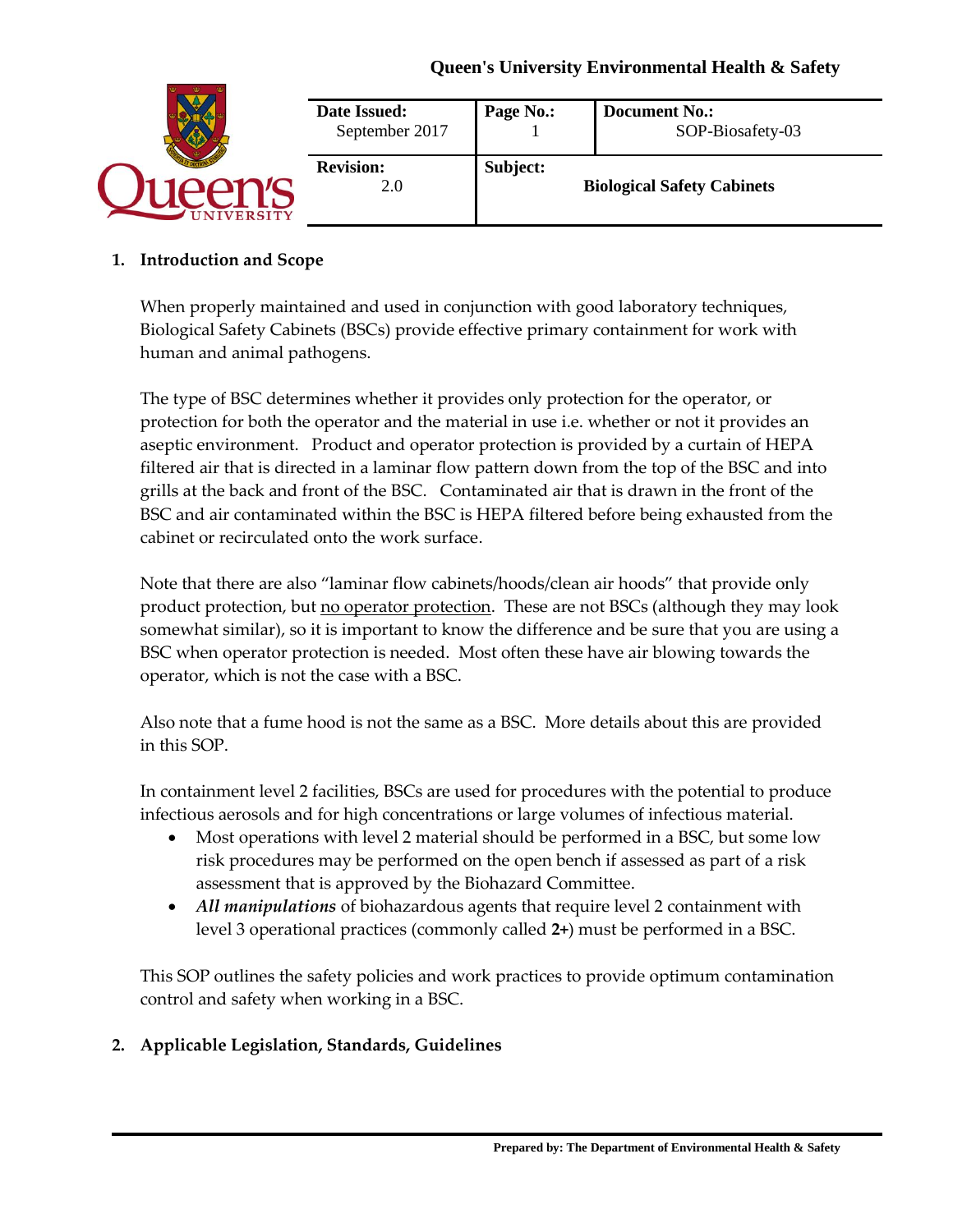**Queen's University Environmental Health & Safety**

| Date Issued: September 2017 | Page No.: 1 | Document No.: SOP-Biosafety-03 |
|---|---|---|
| **Revision:** 2.0 | **Subject:** | **Biological Safety Cabinets** |

## 1. Introduction and Scope

When properly maintained and used in conjunction with good laboratory techniques, Biological Safety Cabinets (BSCs) provide effective primary containment for work with human and animal pathogens.

The type of BSC determines whether it provides only protection for the operator, or protection for both the operator and the material in use i.e. whether or not it provides an aseptic environment. Product and operator protection is provided by a curtain of HEPA filtered air that is directed in a laminar flow pattern down from the top of the BSC and into grills at the back and front of the BSC. Contaminated air that is drawn in the front of the BSC and air contaminated within the BSC is HEPA filtered before being exhausted from the cabinet or recirculated onto the work surface.

Note that there are also "laminar flow cabinets/hoods/clean air hoods" that provide only product protection, but no operator protection. These are not BSCs (although they may look somewhat similar), so it is important to know the difference and be sure that you are using a BSC when operator protection is needed. Most often these have air blowing towards the operator, which is not the case with a BSC.

Also note that a fume hood is not the same as a BSC. More details about this are provided in this SOP.

In containment level 2 facilities, BSCs are used for procedures with the potential to produce infectious aerosols and for high concentrations or large volumes of infectious material.

- Most operations with level 2 material should be performed in a BSC, but some low risk procedures may be performed on the open bench if assessed as part of a risk assessment that is approved by the Biohazard Committee.
- ***All manipulations*** of biohazardous agents that require level 2 containment with level 3 operational practices (commonly called **2+**) must be performed in a BSC.

This SOP outlines the safety policies and work practices to provide optimum contamination control and safety when working in a BSC.

## 2. Applicable Legislation, Standards, Guidelines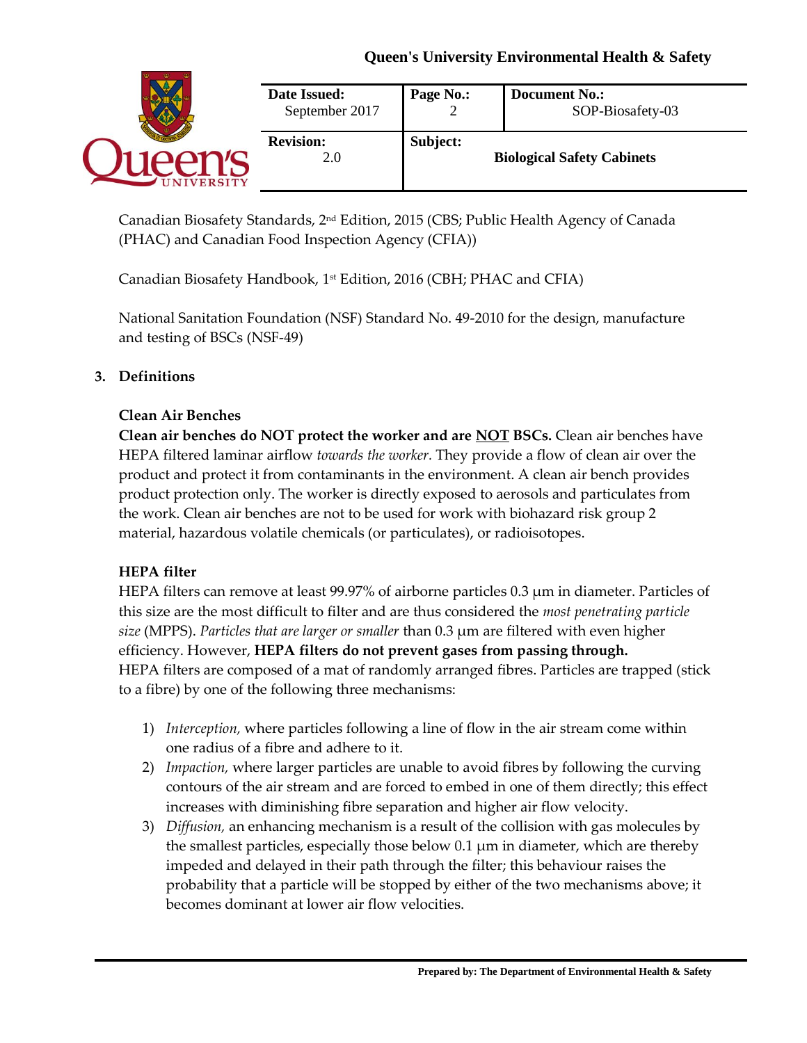Canadian Biosafety Standards, 2nd Edition, 2015 (CBS; Public Health Agency of Canada (PHAC) and Canadian Food Inspection Agency (CFIA))

Canadian Biosafety Handbook, 1st Edition, 2016 (CBH; PHAC and CFIA)

National Sanitation Foundation (NSF) Standard No. 49-2010 for the design, manufacture and testing of BSCs (NSF-49)

## 3. Definitions

### Clean Air Benches

**Clean air benches do NOT protect the worker and are <u>NOT</u> BSCs.** Clean air benches have HEPA filtered laminar airflow *towards the worker.* They provide a flow of clean air over the product and protect it from contaminants in the environment. A clean air bench provides product protection only. The worker is directly exposed to aerosols and particulates from the work. Clean air benches are not to be used for work with biohazard risk group 2 material, hazardous volatile chemicals (or particulates), or radioisotopes.

### HEPA filter

HEPA filters can remove at least 99.97% of airborne particles 0.3 µm in diameter. Particles of this size are the most difficult to filter and are thus considered the *most penetrating particle size* (MPPS). *Particles that are larger or smaller* than 0.3 µm are filtered with even higher efficiency. However, **HEPA filters do not prevent gases from passing through.** HEPA filters are composed of a mat of randomly arranged fibres. Particles are trapped (stick to a fibre) by one of the following three mechanisms:

1) *Interception,* where particles following a line of flow in the air stream come within one radius of a fibre and adhere to it.
2) *Impaction,* where larger particles are unable to avoid fibres by following the curving contours of the air stream and are forced to embed in one of them directly; this effect increases with diminishing fibre separation and higher air flow velocity.
3) *Diffusion,* an enhancing mechanism is a result of the collision with gas molecules by the smallest particles, especially those below 0.1 µm in diameter, which are thereby impeded and delayed in their path through the filter; this behaviour raises the probability that a particle will be stopped by either of the two mechanisms above; it becomes dominant at lower air flow velocities.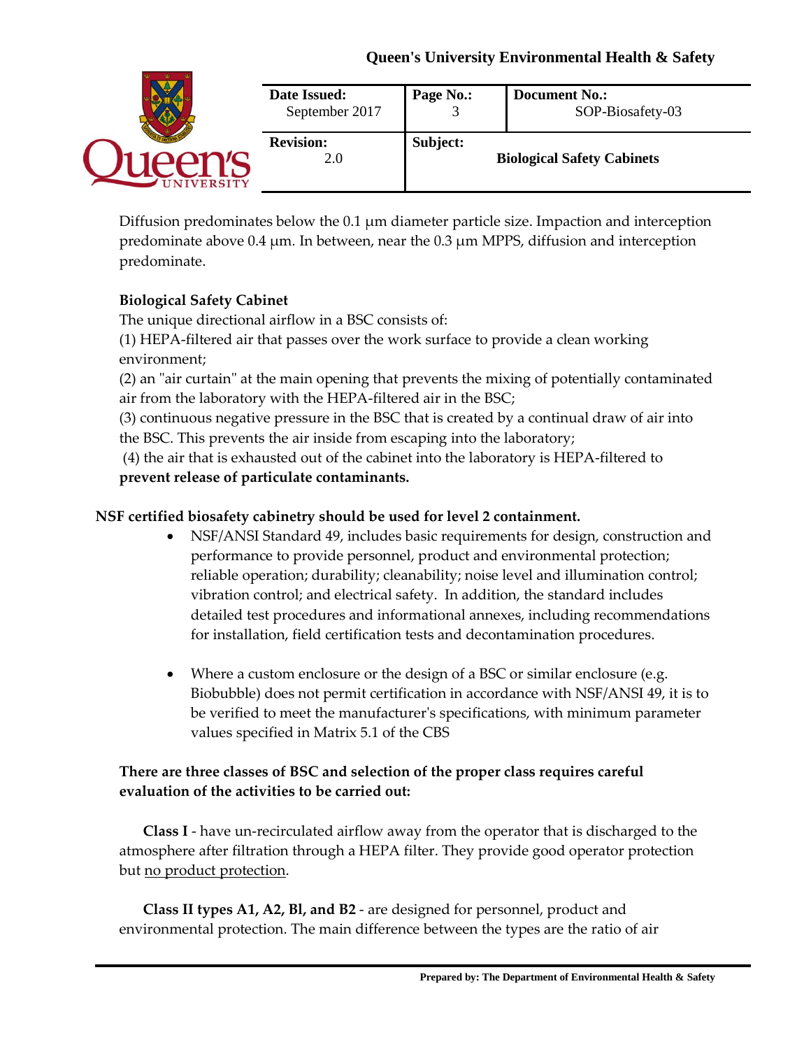Diffusion predominates below the 0.1 μm diameter particle size. Impaction and interception predominate above 0.4 μm. In between, near the 0.3 μm MPPS, diffusion and interception predominate.

**Biological Safety Cabinet**

The unique directional airflow in a BSC consists of:

(1) HEPA-filtered air that passes over the work surface to provide a clean working environment;

(2) an "air curtain" at the main opening that prevents the mixing of potentially contaminated air from the laboratory with the HEPA-filtered air in the BSC;

(3) continuous negative pressure in the BSC that is created by a continual draw of air into the BSC. This prevents the air inside from escaping into the laboratory;

(4) the air that is exhausted out of the cabinet into the laboratory is HEPA-filtered to **prevent release of particulate contaminants.**

**NSF certified biosafety cabinetry should be used for level 2 containment.**

- NSF/ANSI Standard 49, includes basic requirements for design, construction and performance to provide personnel, product and environmental protection; reliable operation; durability; cleanability; noise level and illumination control; vibration control; and electrical safety. In addition, the standard includes detailed test procedures and informational annexes, including recommendations for installation, field certification tests and decontamination procedures.

- Where a custom enclosure or the design of a BSC or similar enclosure (e.g. Biobubble) does not permit certification in accordance with NSF/ANSI 49, it is to be verified to meet the manufacturer's specifications, with minimum parameter values specified in Matrix 5.1 of the CBS

**There are three classes of BSC and selection of the proper class requires careful evaluation of the activities to be carried out:**

**Class I** - have un-recirculated airflow away from the operator that is discharged to the atmosphere after filtration through a HEPA filter. They provide good operator protection but <u>no product protection</u>.

**Class II types A1, A2, Bl, and B2** - are designed for personnel, product and environmental protection. The main difference between the types are the ratio of air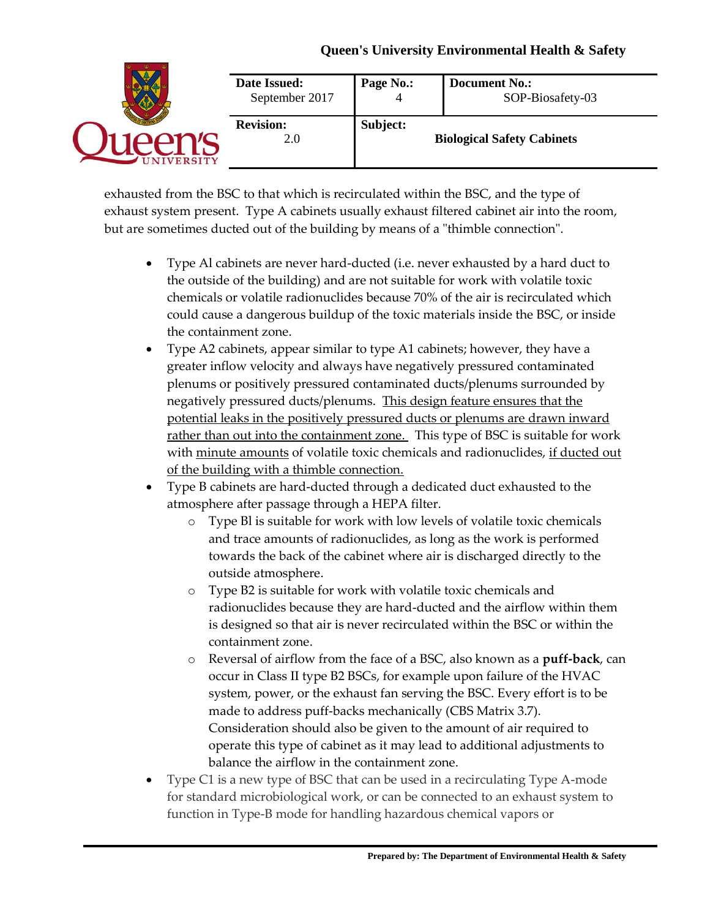exhausted from the BSC to that which is recirculated within the BSC, and the type of exhaust system present. Type A cabinets usually exhaust filtered cabinet air into the room, but are sometimes ducted out of the building by means of a "thimble connection".

- Type Al cabinets are never hard-ducted (i.e. never exhausted by a hard duct to the outside of the building) and are not suitable for work with volatile toxic chemicals or volatile radionuclides because 70% of the air is recirculated which could cause a dangerous buildup of the toxic materials inside the BSC, or inside the containment zone.
- Type A2 cabinets, appear similar to type A1 cabinets; however, they have a greater inflow velocity and always have negatively pressured contaminated plenums or positively pressured contaminated ducts/plenums surrounded by negatively pressured ducts/plenums. <u>This design feature ensures that the potential leaks in the positively pressured ducts or plenums are drawn inward rather than out into the containment zone.</u> This type of BSC is suitable for work with <u>minute amounts</u> of volatile toxic chemicals and radionuclides, <u>if ducted out of the building with a thimble connection.</u>
- Type B cabinets are hard-ducted through a dedicated duct exhausted to the atmosphere after passage through a HEPA filter.
  - Type Bl is suitable for work with low levels of volatile toxic chemicals and trace amounts of radionuclides, as long as the work is performed towards the back of the cabinet where air is discharged directly to the outside atmosphere.
  - Type B2 is suitable for work with volatile toxic chemicals and radionuclides because they are hard-ducted and the airflow within them is designed so that air is never recirculated within the BSC or within the containment zone.
  - Reversal of airflow from the face of a BSC, also known as a **puff-back**, can occur in Class II type B2 BSCs, for example upon failure of the HVAC system, power, or the exhaust fan serving the BSC. Every effort is to be made to address puff-backs mechanically (CBS Matrix 3.7). Consideration should also be given to the amount of air required to operate this type of cabinet as it may lead to additional adjustments to balance the airflow in the containment zone.
- Type C1 is a new type of BSC that can be used in a recirculating Type A-mode for standard microbiological work, or can be connected to an exhaust system to function in Type-B mode for handling hazardous chemical vapors or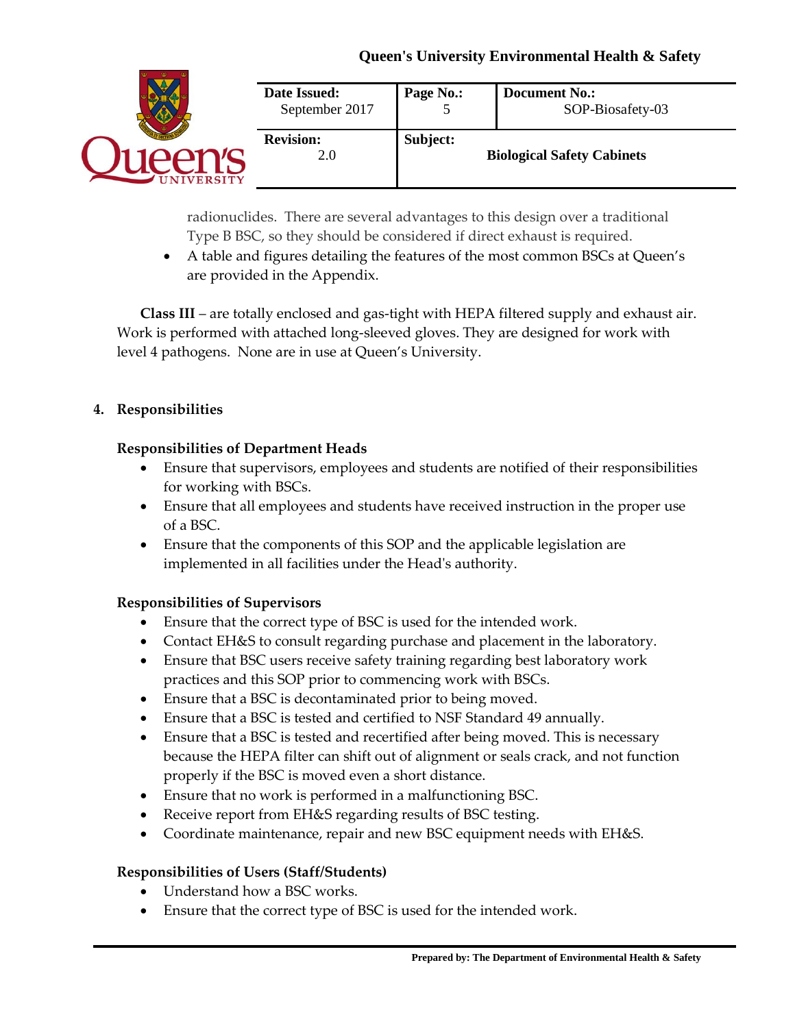radionuclides. There are several advantages to this design over a traditional Type B BSC, so they should be considered if direct exhaust is required.

- A table and figures detailing the features of the most common BSCs at Queen's are provided in the Appendix.

**Class III** – are totally enclosed and gas-tight with HEPA filtered supply and exhaust air. Work is performed with attached long-sleeved gloves. They are designed for work with level 4 pathogens. None are in use at Queen's University.

## 4. Responsibilities

### Responsibilities of Department Heads

- Ensure that supervisors, employees and students are notified of their responsibilities for working with BSCs.
- Ensure that all employees and students have received instruction in the proper use of a BSC.
- Ensure that the components of this SOP and the applicable legislation are implemented in all facilities under the Head's authority.

### Responsibilities of Supervisors

- Ensure that the correct type of BSC is used for the intended work.
- Contact EH&S to consult regarding purchase and placement in the laboratory.
- Ensure that BSC users receive safety training regarding best laboratory work practices and this SOP prior to commencing work with BSCs.
- Ensure that a BSC is decontaminated prior to being moved.
- Ensure that a BSC is tested and certified to NSF Standard 49 annually.
- Ensure that a BSC is tested and recertified after being moved. This is necessary because the HEPA filter can shift out of alignment or seals crack, and not function properly if the BSC is moved even a short distance.
- Ensure that no work is performed in a malfunctioning BSC.
- Receive report from EH&S regarding results of BSC testing.
- Coordinate maintenance, repair and new BSC equipment needs with EH&S.

### Responsibilities of Users (Staff/Students)

- Understand how a BSC works.
- Ensure that the correct type of BSC is used for the intended work.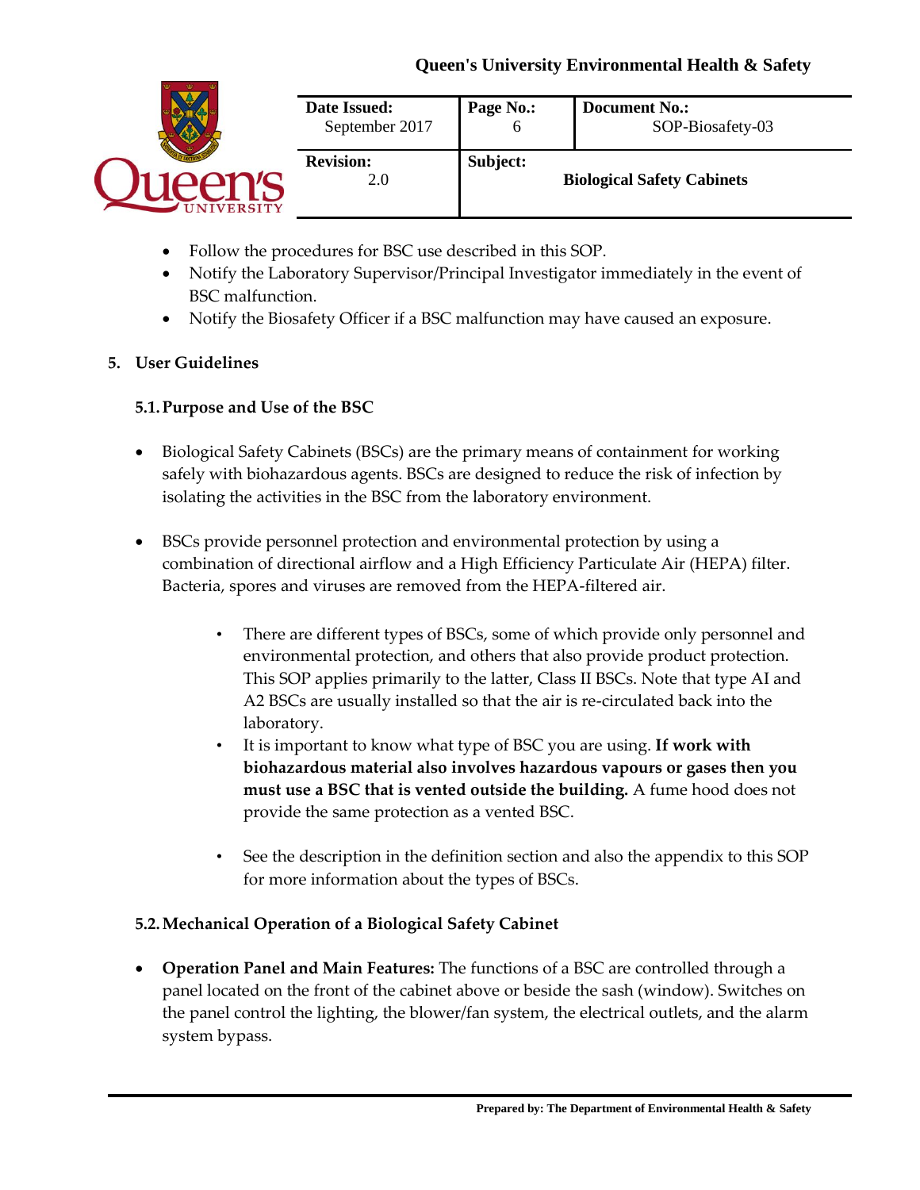- Follow the procedures for BSC use described in this SOP.
- Notify the Laboratory Supervisor/Principal Investigator immediately in the event of BSC malfunction.
- Notify the Biosafety Officer if a BSC malfunction may have caused an exposure.

## 5. User Guidelines

### 5.1. Purpose and Use of the BSC

- Biological Safety Cabinets (BSCs) are the primary means of containment for working safely with biohazardous agents. BSCs are designed to reduce the risk of infection by isolating the activities in the BSC from the laboratory environment.

- BSCs provide personnel protection and environmental protection by using a combination of directional airflow and a High Efficiency Particulate Air (HEPA) filter. Bacteria, spores and viruses are removed from the HEPA-filtered air.

  - There are different types of BSCs, some of which provide only personnel and environmental protection, and others that also provide product protection. This SOP applies primarily to the latter, Class II BSCs. Note that type AI and A2 BSCs are usually installed so that the air is re-circulated back into the laboratory.
  - It is important to know what type of BSC you are using. **If work with biohazardous material also involves hazardous vapours or gases then you must use a BSC that is vented outside the building.** A fume hood does not provide the same protection as a vented BSC.

  - See the description in the definition section and also the appendix to this SOP for more information about the types of BSCs.

### 5.2. Mechanical Operation of a Biological Safety Cabinet

- **Operation Panel and Main Features:** The functions of a BSC are controlled through a panel located on the front of the cabinet above or beside the sash (window). Switches on the panel control the lighting, the blower/fan system, the electrical outlets, and the alarm system bypass.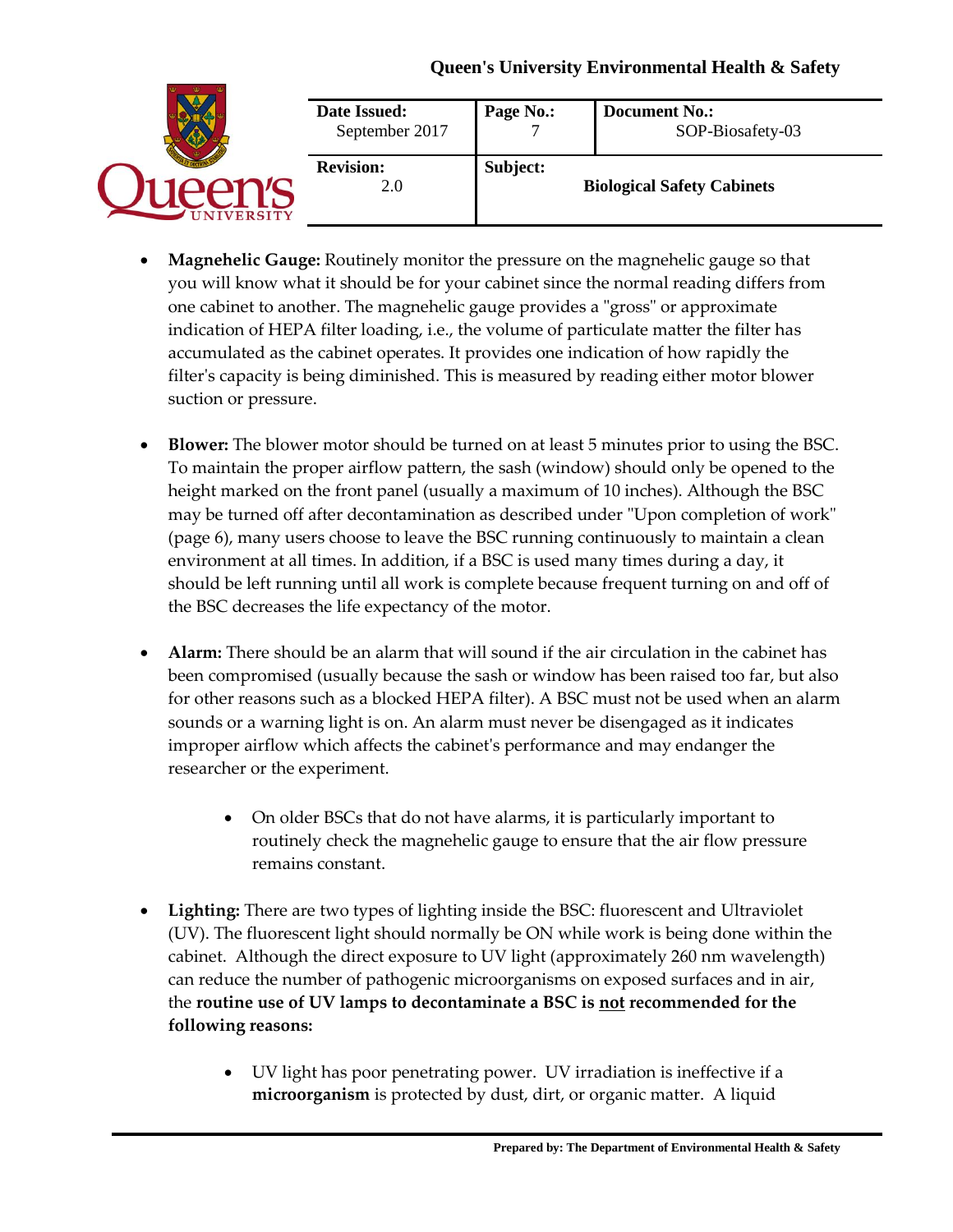- **Magnehelic Gauge:** Routinely monitor the pressure on the magnehelic gauge so that you will know what it should be for your cabinet since the normal reading differs from one cabinet to another. The magnehelic gauge provides a "gross" or approximate indication of HEPA filter loading, i.e., the volume of particulate matter the filter has accumulated as the cabinet operates. It provides one indication of how rapidly the filter's capacity is being diminished. This is measured by reading either motor blower suction or pressure.

- **Blower:** The blower motor should be turned on at least 5 minutes prior to using the BSC. To maintain the proper airflow pattern, the sash (window) should only be opened to the height marked on the front panel (usually a maximum of 10 inches). Although the BSC may be turned off after decontamination as described under "Upon completion of work" (page 6), many users choose to leave the BSC running continuously to maintain a clean environment at all times. In addition, if a BSC is used many times during a day, it should be left running until all work is complete because frequent turning on and off of the BSC decreases the life expectancy of the motor.

- **Alarm:** There should be an alarm that will sound if the air circulation in the cabinet has been compromised (usually because the sash or window has been raised too far, but also for other reasons such as a blocked HEPA filter). A BSC must not be used when an alarm sounds or a warning light is on. An alarm must never be disengaged as it indicates improper airflow which affects the cabinet's performance and may endanger the researcher or the experiment.

    - On older BSCs that do not have alarms, it is particularly important to routinely check the magnehelic gauge to ensure that the air flow pressure remains constant.

- **Lighting:** There are two types of lighting inside the BSC: fluorescent and Ultraviolet (UV). The fluorescent light should normally be ON while work is being done within the cabinet. Although the direct exposure to UV light (approximately 260 nm wavelength) can reduce the number of pathogenic microorganisms on exposed surfaces and in air, the **routine use of UV lamps to decontaminate a BSC is <u>not</u> recommended for the following reasons:**

    - UV light has poor penetrating power. UV irradiation is ineffective if a **microorganism** is protected by dust, dirt, or organic matter. A liquid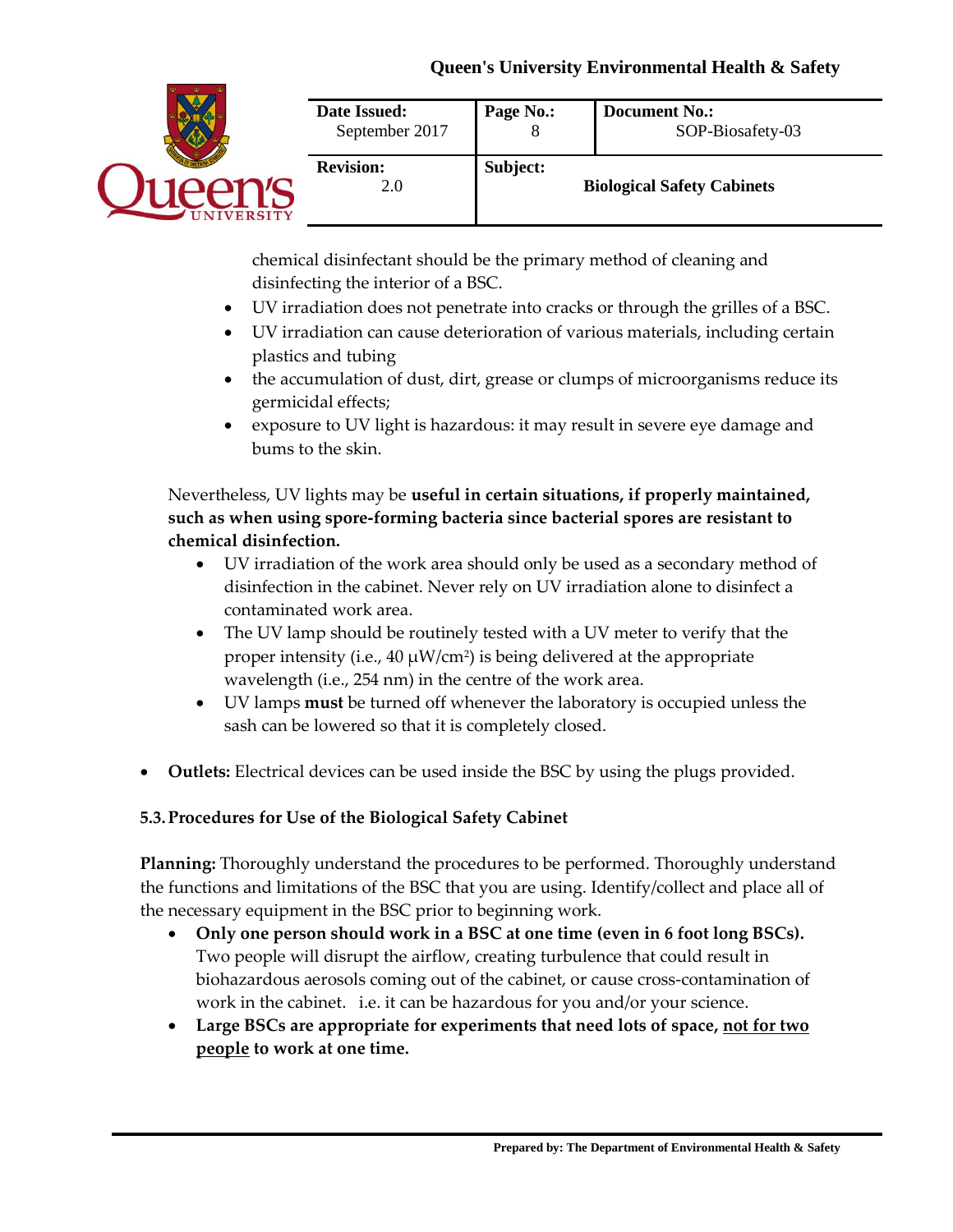chemical disinfectant should be the primary method of cleaning and disinfecting the interior of a BSC.

- UV irradiation does not penetrate into cracks or through the grilles of a BSC.
- UV irradiation can cause deterioration of various materials, including certain plastics and tubing
- the accumulation of dust, dirt, grease or clumps of microorganisms reduce its germicidal effects;
- exposure to UV light is hazardous: it may result in severe eye damage and bums to the skin.

Nevertheless, UV lights may be **useful in certain situations, if properly maintained, such as when using spore-forming bacteria since bacterial spores are resistant to chemical disinfection.**

- UV irradiation of the work area should only be used as a secondary method of disinfection in the cabinet. Never rely on UV irradiation alone to disinfect a contaminated work area.
- The UV lamp should be routinely tested with a UV meter to verify that the proper intensity (i.e., 40 $\mu W/cm^2$) is being delivered at the appropriate wavelength (i.e., 254 nm) in the centre of the work area.
- UV lamps **must** be turned off whenever the laboratory is occupied unless the sash can be lowered so that it is completely closed.

- **Outlets:** Electrical devices can be used inside the BSC by using the plugs provided.

### 5.3. Procedures for Use of the Biological Safety Cabinet

**Planning:** Thoroughly understand the procedures to be performed. Thoroughly understand the functions and limitations of the BSC that you are using. Identify/collect and place all of the necessary equipment in the BSC prior to beginning work.

- **Only one person should work in a BSC at one time (even in 6 foot long BSCs).** Two people will disrupt the airflow, creating turbulence that could result in biohazardous aerosols coming out of the cabinet, or cause cross-contamination of work in the cabinet. i.e. it can be hazardous for you and/or your science.
- **Large BSCs are appropriate for experiments that need lots of space, <u>not for two people</u> to work at one time.**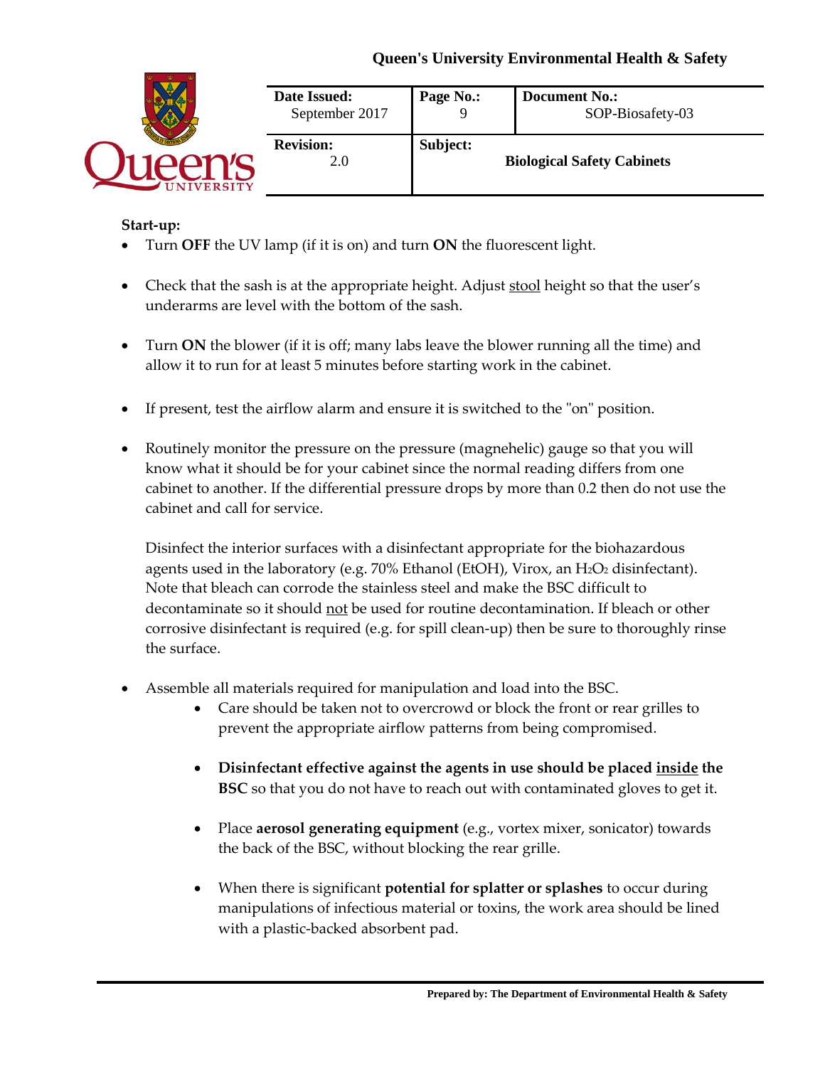**Start-up:**

- Turn **OFF** the UV lamp (if it is on) and turn **ON** the fluorescent light.
- Check that the sash is at the appropriate height. Adjust <u>stool</u> height so that the user's underarms are level with the bottom of the sash.
- Turn **ON** the blower (if it is off; many labs leave the blower running all the time) and allow it to run for at least 5 minutes before starting work in the cabinet.
- If present, test the airflow alarm and ensure it is switched to the "on" position.
- Routinely monitor the pressure on the pressure (magnehelic) gauge so that you will know what it should be for your cabinet since the normal reading differs from one cabinet to another. If the differential pressure drops by more than 0.2 then do not use the cabinet and call for service.

  Disinfect the interior surfaces with a disinfectant appropriate for the biohazardous agents used in the laboratory (e.g. 70% Ethanol (EtOH), Virox, an $H_2O_2$ disinfectant). Note that bleach can corrode the stainless steel and make the BSC difficult to decontaminate so it should <u>not</u> be used for routine decontamination. If bleach or other corrosive disinfectant is required (e.g. for spill clean-up) then be sure to thoroughly rinse the surface.

- Assemble all materials required for manipulation and load into the BSC.
  - Care should be taken not to overcrowd or block the front or rear grilles to prevent the appropriate airflow patterns from being compromised.
  - **Disinfectant effective against the agents in use should be placed <u>inside</u> the BSC** so that you do not have to reach out with contaminated gloves to get it.
  - Place **aerosol generating equipment** (e.g., vortex mixer, sonicator) towards the back of the BSC, without blocking the rear grille.
  - When there is significant **potential for splatter or splashes** to occur during manipulations of infectious material or toxins, the work area should be lined with a plastic-backed absorbent pad.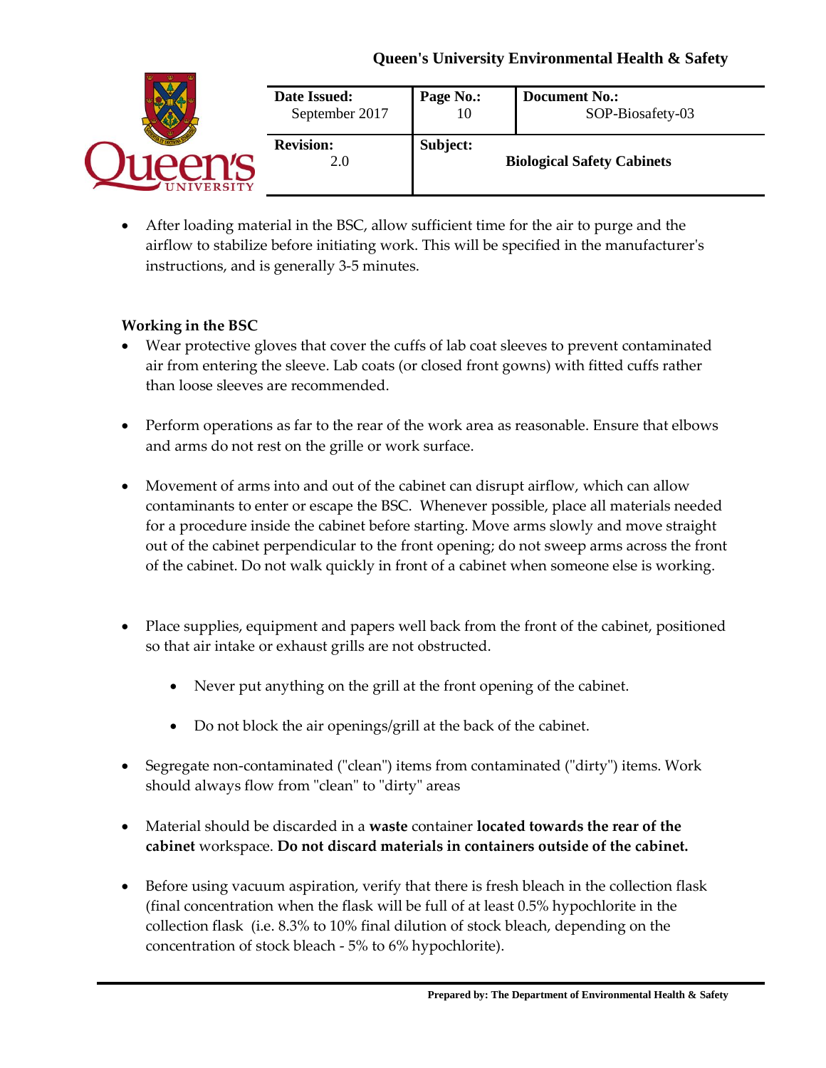- After loading material in the BSC, allow sufficient time for the air to purge and the airflow to stabilize before initiating work. This will be specified in the manufacturer's instructions, and is generally 3-5 minutes.

**Working in the BSC**

- Wear protective gloves that cover the cuffs of lab coat sleeves to prevent contaminated air from entering the sleeve. Lab coats (or closed front gowns) with fitted cuffs rather than loose sleeves are recommended.

- Perform operations as far to the rear of the work area as reasonable. Ensure that elbows and arms do not rest on the grille or work surface.

- Movement of arms into and out of the cabinet can disrupt airflow, which can allow contaminants to enter or escape the BSC. Whenever possible, place all materials needed for a procedure inside the cabinet before starting. Move arms slowly and move straight out of the cabinet perpendicular to the front opening; do not sweep arms across the front of the cabinet. Do not walk quickly in front of a cabinet when someone else is working.

- Place supplies, equipment and papers well back from the front of the cabinet, positioned so that air intake or exhaust grills are not obstructed.

    - Never put anything on the grill at the front opening of the cabinet.

    - Do not block the air openings/grill at the back of the cabinet.

- Segregate non-contaminated ("clean") items from contaminated ("dirty") items. Work should always flow from "clean" to "dirty" areas

- Material should be discarded in a **waste** container **located towards the rear of the cabinet** workspace. **Do not discard materials in containers outside of the cabinet.**

- Before using vacuum aspiration, verify that there is fresh bleach in the collection flask (final concentration when the flask will be full of at least 0.5% hypochlorite in the collection flask (i.e. 8.3% to 10% final dilution of stock bleach, depending on the concentration of stock bleach - 5% to 6% hypochlorite).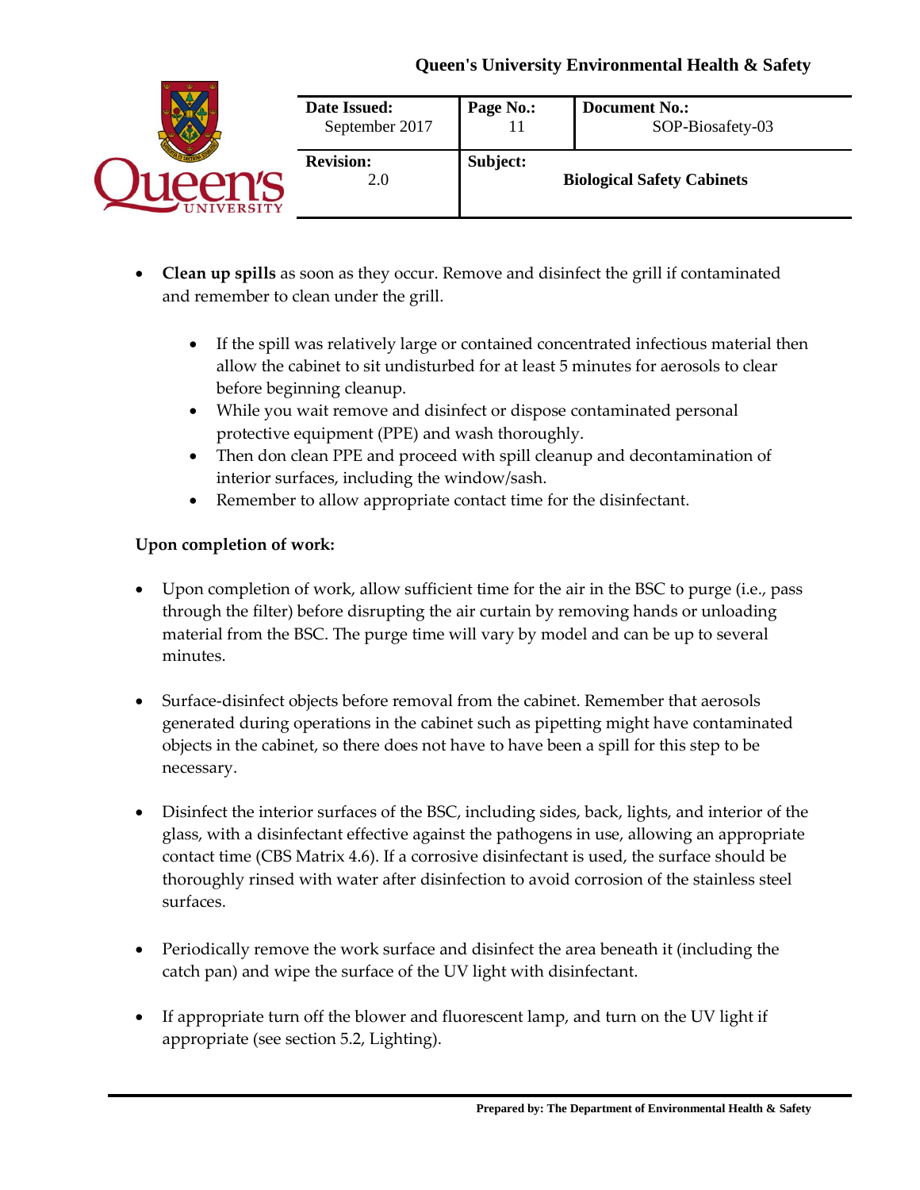- **Clean up spills** as soon as they occur. Remove and disinfect the grill if contaminated and remember to clean under the grill.
    - If the spill was relatively large or contained concentrated infectious material then allow the cabinet to sit undisturbed for at least 5 minutes for aerosols to clear before beginning cleanup.
    - While you wait remove and disinfect or dispose contaminated personal protective equipment (PPE) and wash thoroughly.
    - Then don clean PPE and proceed with spill cleanup and decontamination of interior surfaces, including the window/sash.
    - Remember to allow appropriate contact time for the disinfectant.

**Upon completion of work:**

- Upon completion of work, allow sufficient time for the air in the BSC to purge (i.e., pass through the filter) before disrupting the air curtain by removing hands or unloading material from the BSC. The purge time will vary by model and can be up to several minutes.

- Surface-disinfect objects before removal from the cabinet. Remember that aerosols generated during operations in the cabinet such as pipetting might have contaminated objects in the cabinet, so there does not have to have been a spill for this step to be necessary.

- Disinfect the interior surfaces of the BSC, including sides, back, lights, and interior of the glass, with a disinfectant effective against the pathogens in use, allowing an appropriate contact time (CBS Matrix 4.6). If a corrosive disinfectant is used, the surface should be thoroughly rinsed with water after disinfection to avoid corrosion of the stainless steel surfaces.

- Periodically remove the work surface and disinfect the area beneath it (including the catch pan) and wipe the surface of the UV light with disinfectant.

- If appropriate turn off the blower and fluorescent lamp, and turn on the UV light if appropriate (see section 5.2, Lighting).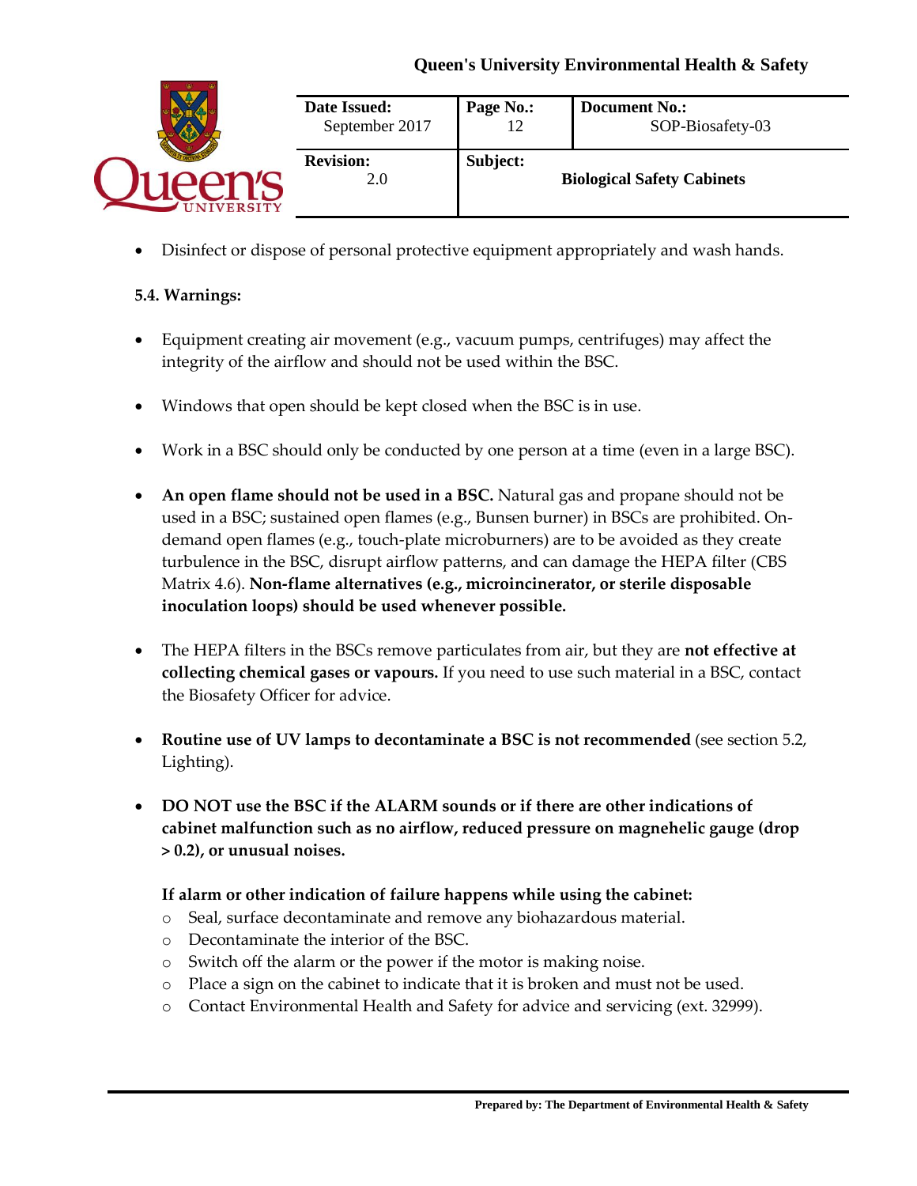- Disinfect or dispose of personal protective equipment appropriately and wash hands.

**5.4. Warnings:**

- Equipment creating air movement (e.g., vacuum pumps, centrifuges) may affect the integrity of the airflow and should not be used within the BSC.

- Windows that open should be kept closed when the BSC is in use.

- Work in a BSC should only be conducted by one person at a time (even in a large BSC).

- **An open flame should not be used in a BSC.** Natural gas and propane should not be used in a BSC; sustained open flames (e.g., Bunsen burner) in BSCs are prohibited. On-demand open flames (e.g., touch-plate microburners) are to be avoided as they create turbulence in the BSC, disrupt airflow patterns, and can damage the HEPA filter (CBS Matrix 4.6). **Non-flame alternatives (e.g., microincinerator, or sterile disposable inoculation loops) should be used whenever possible.**

- The HEPA filters in the BSCs remove particulates from air, but they are **not effective at collecting chemical gases or vapours.** If you need to use such material in a BSC, contact the Biosafety Officer for advice.

- **Routine use of UV lamps to decontaminate a BSC is not recommended** (see section 5.2, Lighting).

- **DO NOT use the BSC if the ALARM sounds or if there are other indications of cabinet malfunction such as no airflow, reduced pressure on magnehelic gauge (drop > 0.2), or unusual noises.**

  **If alarm or other indication of failure happens while using the cabinet:**
  - Seal, surface decontaminate and remove any biohazardous material.
  - Decontaminate the interior of the BSC.
  - Switch off the alarm or the power if the motor is making noise.
  - Place a sign on the cabinet to indicate that it is broken and must not be used.
  - Contact Environmental Health and Safety for advice and servicing (ext. 32999).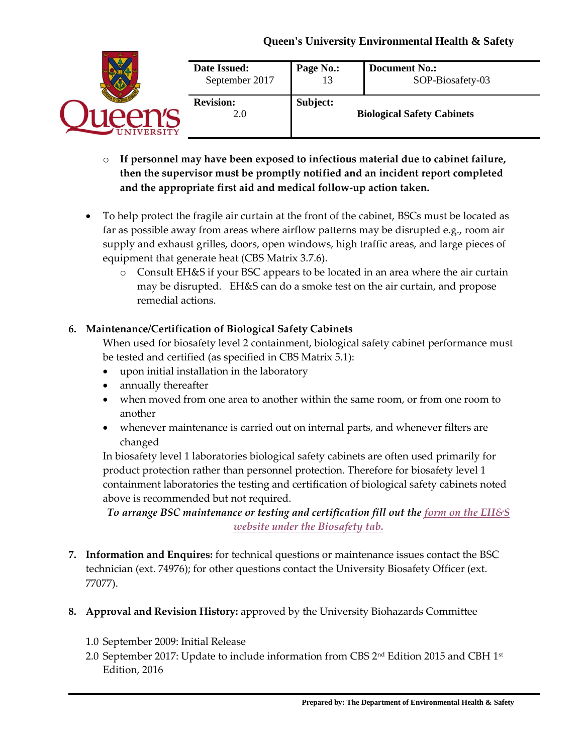- **If personnel may have been exposed to infectious material due to cabinet failure, then the supervisor must be promptly notified and an incident report completed and the appropriate first aid and medical follow-up action taken.**

- To help protect the fragile air curtain at the front of the cabinet, BSCs must be located as far as possible away from areas where airflow patterns may be disrupted e.g., room air supply and exhaust grilles, doors, open windows, high traffic areas, and large pieces of equipment that generate heat (CBS Matrix 3.7.6).
  - Consult EH&S if your BSC appears to be located in an area where the air curtain may be disrupted. EH&S can do a smoke test on the air curtain, and propose remedial actions.

**6. Maintenance/Certification of Biological Safety Cabinets**

When used for biosafety level 2 containment, biological safety cabinet performance must be tested and certified (as specified in CBS Matrix 5.1):

- upon initial installation in the laboratory
- annually thereafter
- when moved from one area to another within the same room, or from one room to another
- whenever maintenance is carried out on internal parts, and whenever filters are changed

In biosafety level 1 laboratories biological safety cabinets are often used primarily for product protection rather than personnel protection. Therefore for biosafety level 1 containment laboratories the testing and certification of biological safety cabinets noted above is recommended but not required.

***To arrange BSC maintenance or testing and certification fill out the form on the EH&S website under the Biosafety tab.***

**7. Information and Enquires:** for technical questions or maintenance issues contact the BSC technician (ext. 74976); for other questions contact the University Biosafety Officer (ext. 77077).

**8. Approval and Revision History:** approved by the University Biohazards Committee

1.0 September 2009: Initial Release

2.0 September 2017: Update to include information from CBS 2nd Edition 2015 and CBH 1st Edition, 2016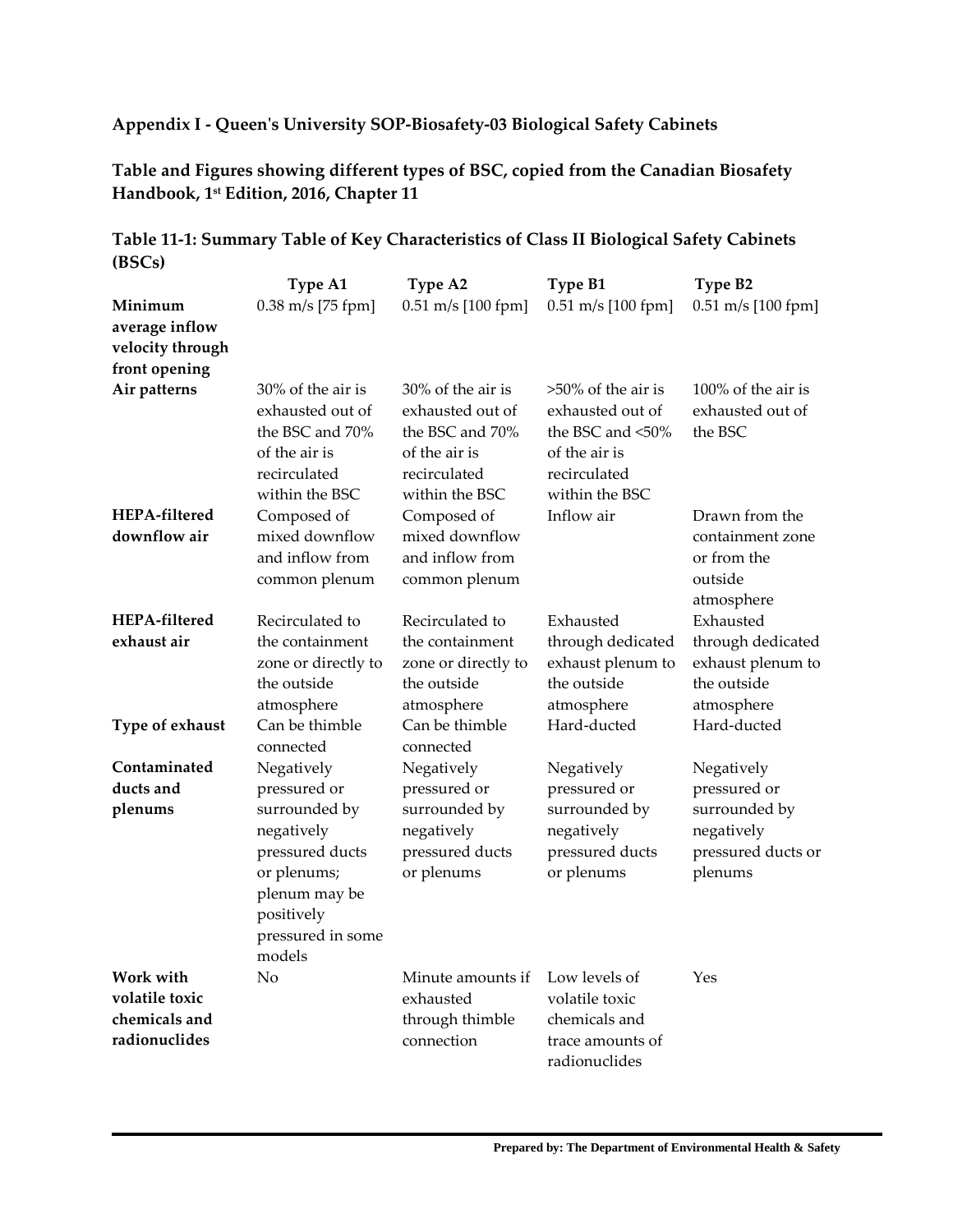**Appendix I - Queen's University SOP-Biosafety-03 Biological Safety Cabinets**

**Table and Figures showing different types of BSC, copied from the Canadian Biosafety Handbook, 1st Edition, 2016, Chapter 11**

**Table 11-1: Summary Table of Key Characteristics of Class II Biological Safety Cabinets (BSCs)**

| | **Type A1** | **Type A2** | **Type B1** | **Type B2** |
|---|---|---|---|---|
| **Minimum average inflow velocity through front opening** | 0.38 m/s [75 fpm] | 0.51 m/s [100 fpm] | 0.51 m/s [100 fpm] | 0.51 m/s [100 fpm] |
| **Air patterns** | 30% of the air is exhausted out of the BSC and 70% of the air is recirculated within the BSC | 30% of the air is exhausted out of the BSC and 70% of the air is recirculated within the BSC | >50% of the air is exhausted out of the BSC and <50% of the air is recirculated within the BSC | 100% of the air is exhausted out of the BSC |
| **HEPA-filtered downflow air** | Composed of mixed downflow and inflow from common plenum | Composed of mixed downflow and inflow from common plenum | Inflow air | Drawn from the containment zone or from the outside atmosphere |
| **HEPA-filtered exhaust air** | Recirculated to the containment zone or directly to the outside atmosphere | Recirculated to the containment zone or directly to the outside atmosphere | Exhausted through dedicated exhaust plenum to the outside atmosphere | Exhausted through dedicated exhaust plenum to the outside atmosphere |
| **Type of exhaust** | Can be thimble connected | Can be thimble connected | Hard-ducted | Hard-ducted |
| **Contaminated ducts and plenums** | Negatively pressured or surrounded by negatively pressured ducts or plenums; plenum may be positively pressured in some models | Negatively pressured or surrounded by negatively pressured ducts or plenums | Negatively pressured or surrounded by negatively pressured ducts or plenums | Negatively pressured or surrounded by negatively pressured ducts or plenums |
| **Work with volatile toxic chemicals and radionuclides** | No | Minute amounts if exhausted through thimble connection | Low levels of volatile toxic chemicals and trace amounts of radionuclides | Yes |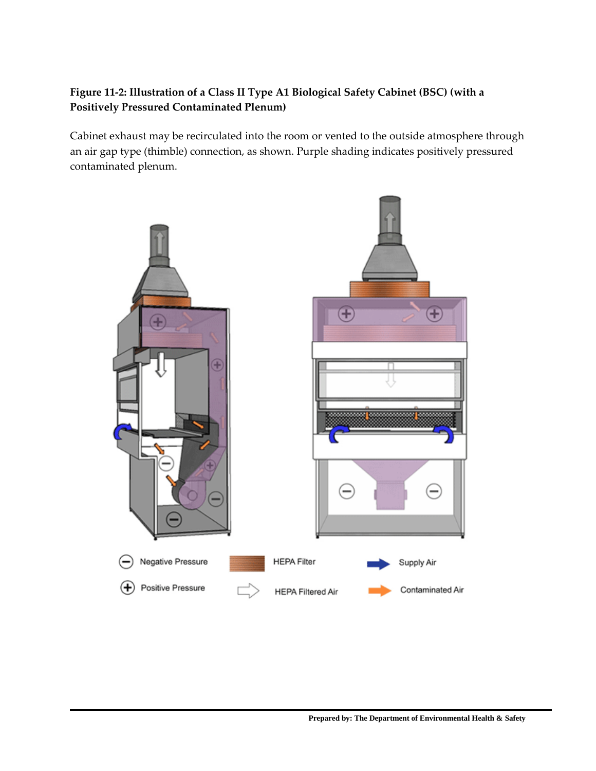**Figure 11-2: Illustration of a Class II Type A1 Biological Safety Cabinet (BSC) (with a Positively Pressured Contaminated Plenum)**

Cabinet exhaust may be recirculated into the room or vented to the outside atmosphere through an air gap type (thimble) connection, as shown. Purple shading indicates positively pressured contaminated plenum.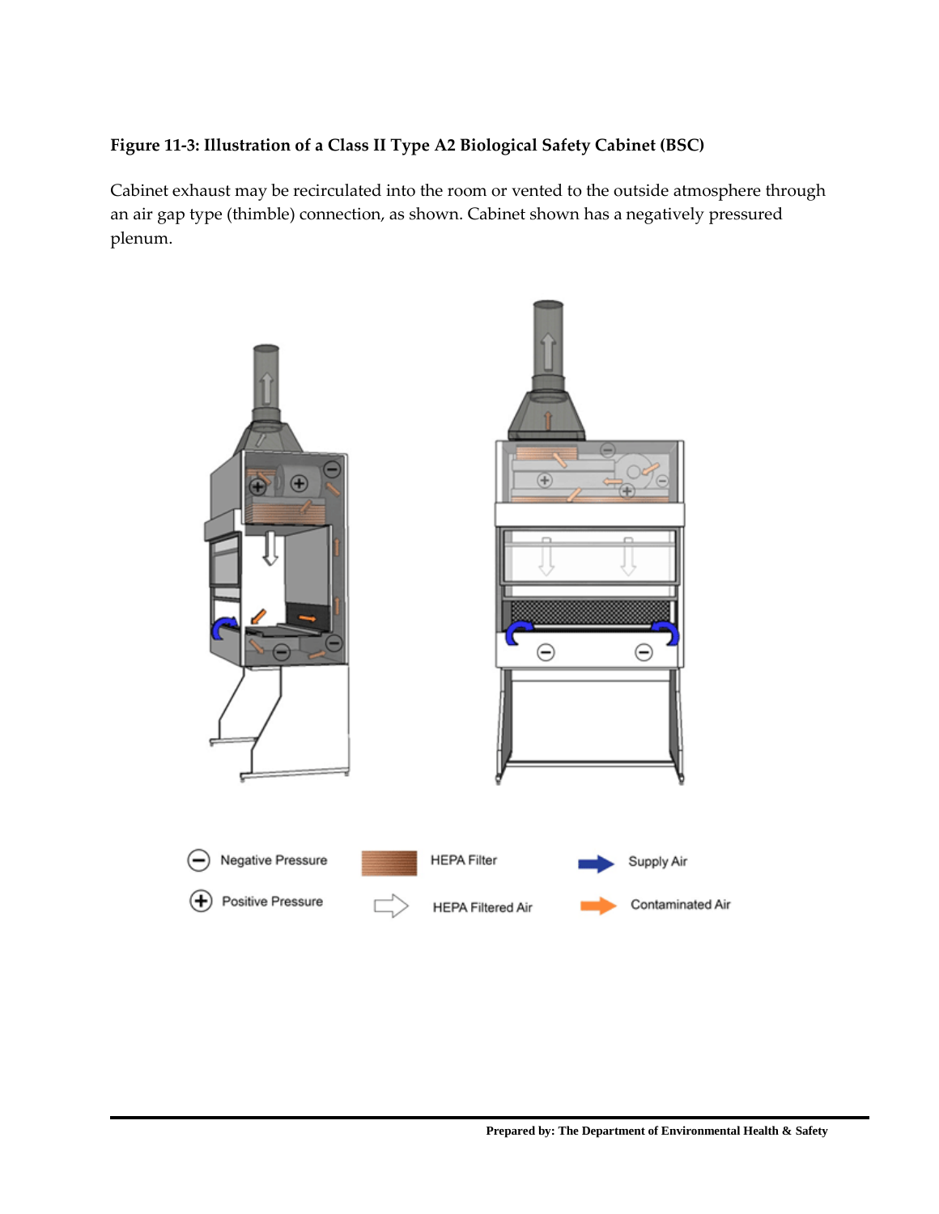**Figure 11-3: Illustration of a Class II Type A2 Biological Safety Cabinet (BSC)**

Cabinet exhaust may be recirculated into the room or vented to the outside atmosphere through an air gap type (thimble) connection, as shown. Cabinet shown has a negatively pressured plenum.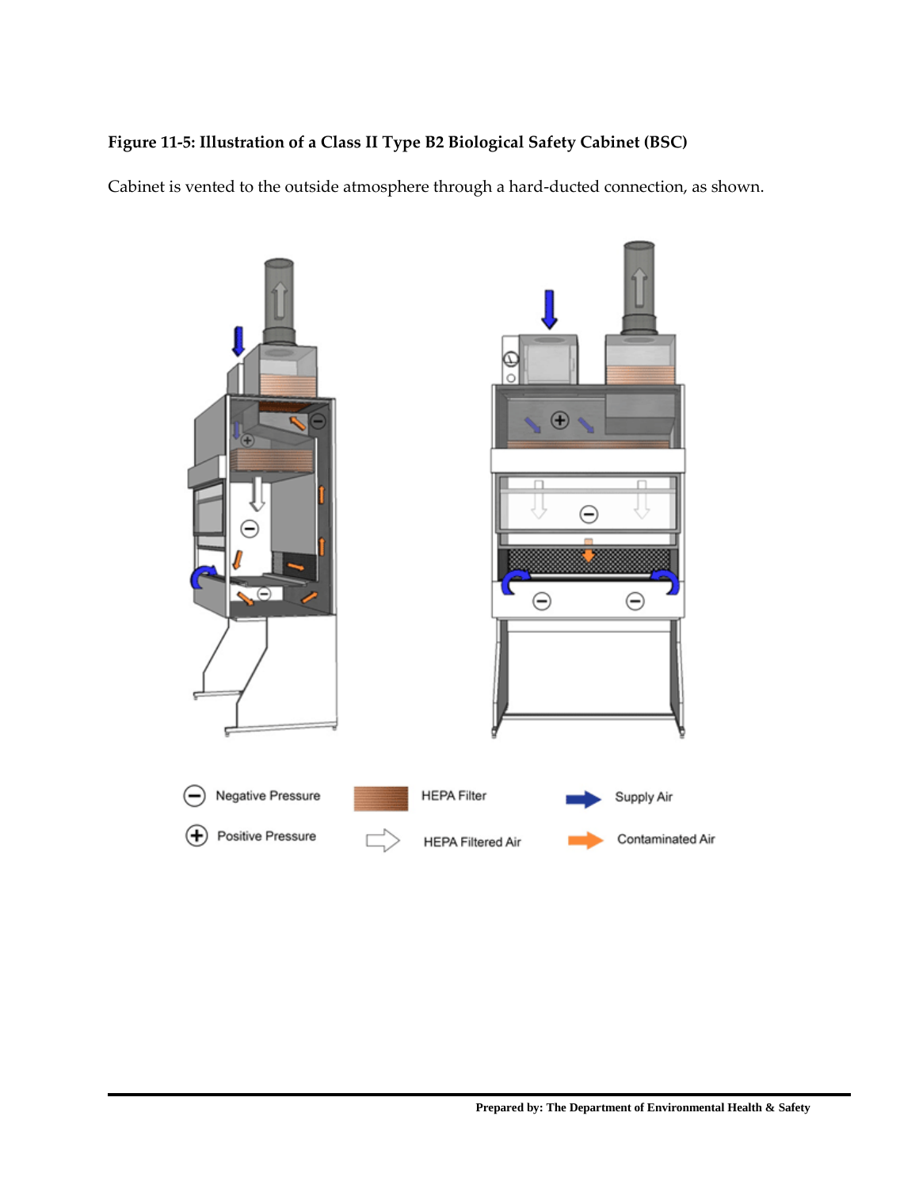**Figure 11-5: Illustration of a Class II Type B2 Biological Safety Cabinet (BSC)**

Cabinet is vented to the outside atmosphere through a hard-ducted connection, as shown.

Negative Pressure

Positive Pressure

HEPA Filter

HEPA Filtered Air

Supply Air

Contaminated Air